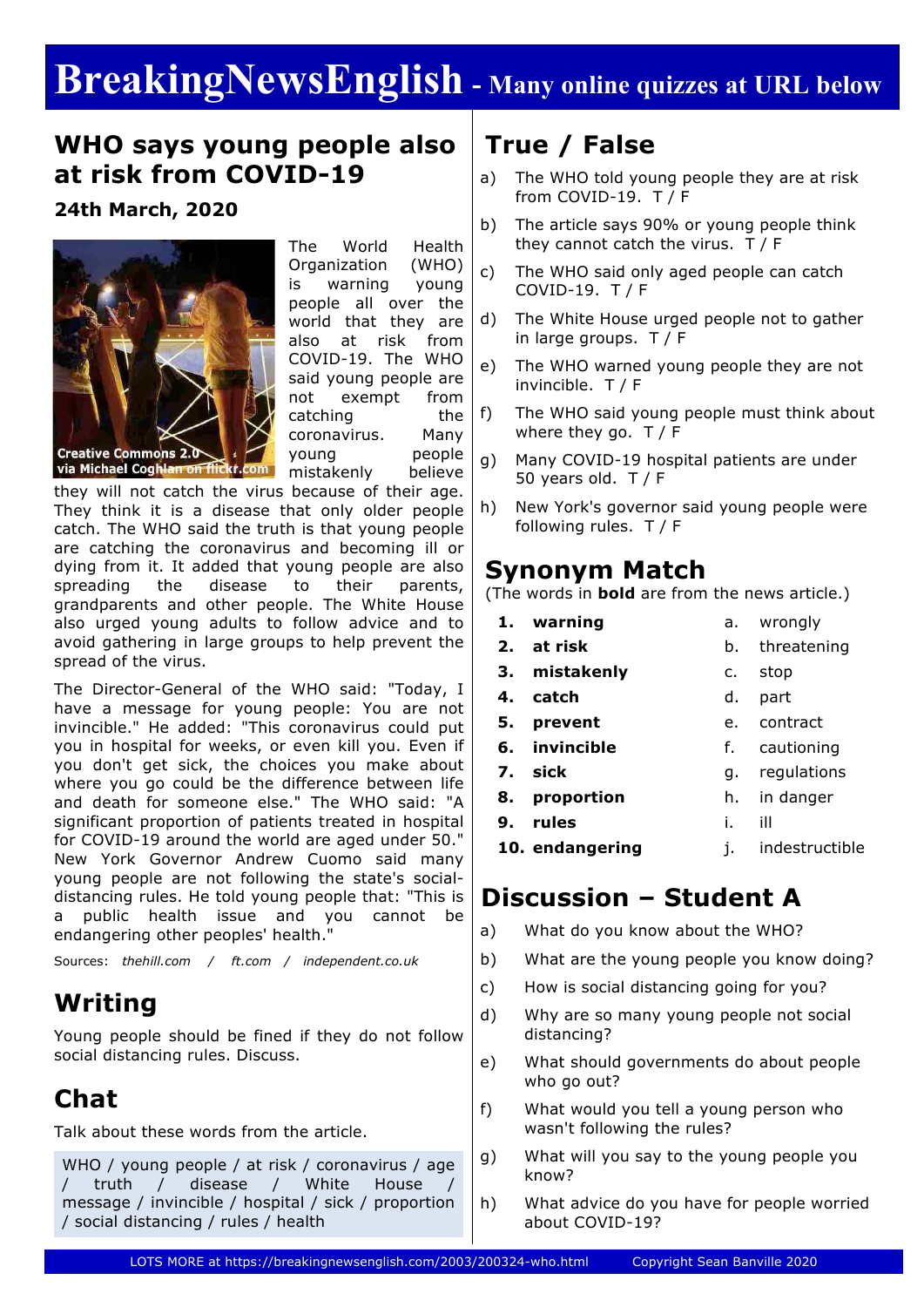# BreakingNewsEnglish - Many online quizzes at URL below

## WHO says young people also at risk from COVID-19

**24th March, 2020**

Creative Commons 2.0 via Michael Coghlan on flickr.com

The World Health Organization (WHO) is warning young people all over the world that they are also at risk from COVID-19. The WHO said young people are not exempt from catching the coronavirus. Many young people mistakenly believe they will not catch the virus because of their age. They think it is a disease that only older people catch. The WHO said the truth is that young people are catching the coronavirus and becoming ill or dying from it. It added that young people are also spreading the disease to their parents, grandparents and other people. The White House also urged young adults to follow advice and to avoid gathering in large groups to help prevent the spread of the virus.

The Director-General of the WHO said: "Today, I have a message for young people: You are not invincible." He added: "This coronavirus could put you in hospital for weeks, or even kill you. Even if you don't get sick, the choices you make about where you go could be the difference between life and death for someone else." The WHO said: "A significant proportion of patients treated in hospital for COVID-19 around the world are aged under 50." New York Governor Andrew Cuomo said many young people are not following the state's social-distancing rules. He told young people that: "This is a public health issue and you cannot be endangering other peoples' health."

Sources: *thehill.com* / *ft.com* / *independent.co.uk*

## Writing

Young people should be fined if they do not follow social distancing rules. Discuss.

## Chat

Talk about these words from the article.

WHO / young people / at risk / coronavirus / age / truth / disease / White House / message / invincible / hospital / sick / proportion / social distancing / rules / health

## True / False

a) The WHO told young people they are at risk from COVID-19. T / F

b) The article says 90% or young people think they cannot catch the virus. T / F

c) The WHO said only aged people can catch COVID-19. T / F

d) The White House urged people not to gather in large groups. T / F

e) The WHO warned young people they are not invincible. T / F

f) The WHO said young people must think about where they go. T / F

g) Many COVID-19 hospital patients are under 50 years old. T / F

h) New York's governor said young people were following rules. T / F

## Synonym Match

(The words in **bold** are from the news article.)

1. **warning** — a. wrongly
2. **at risk** — b. threatening
3. **mistakenly** — c. stop
4. **catch** — d. part
5. **prevent** — e. contract
6. **invincible** — f. cautioning
7. **sick** — g. regulations
8. **proportion** — h. in danger
9. **rules** — i. ill
10. **endangering** — j. indestructible

## Discussion – Student A

a) What do you know about the WHO?

b) What are the young people you know doing?

c) How is social distancing going for you?

d) Why are so many young people not social distancing?

e) What should governments do about people who go out?

f) What would you tell a young person who wasn't following the rules?

g) What will you say to the young people you know?

h) What advice do you have for people worried about COVID-19?

LOTS MORE at https://breakingnewsenglish.com/2003/200324-who.html Copyright Sean Banville 2020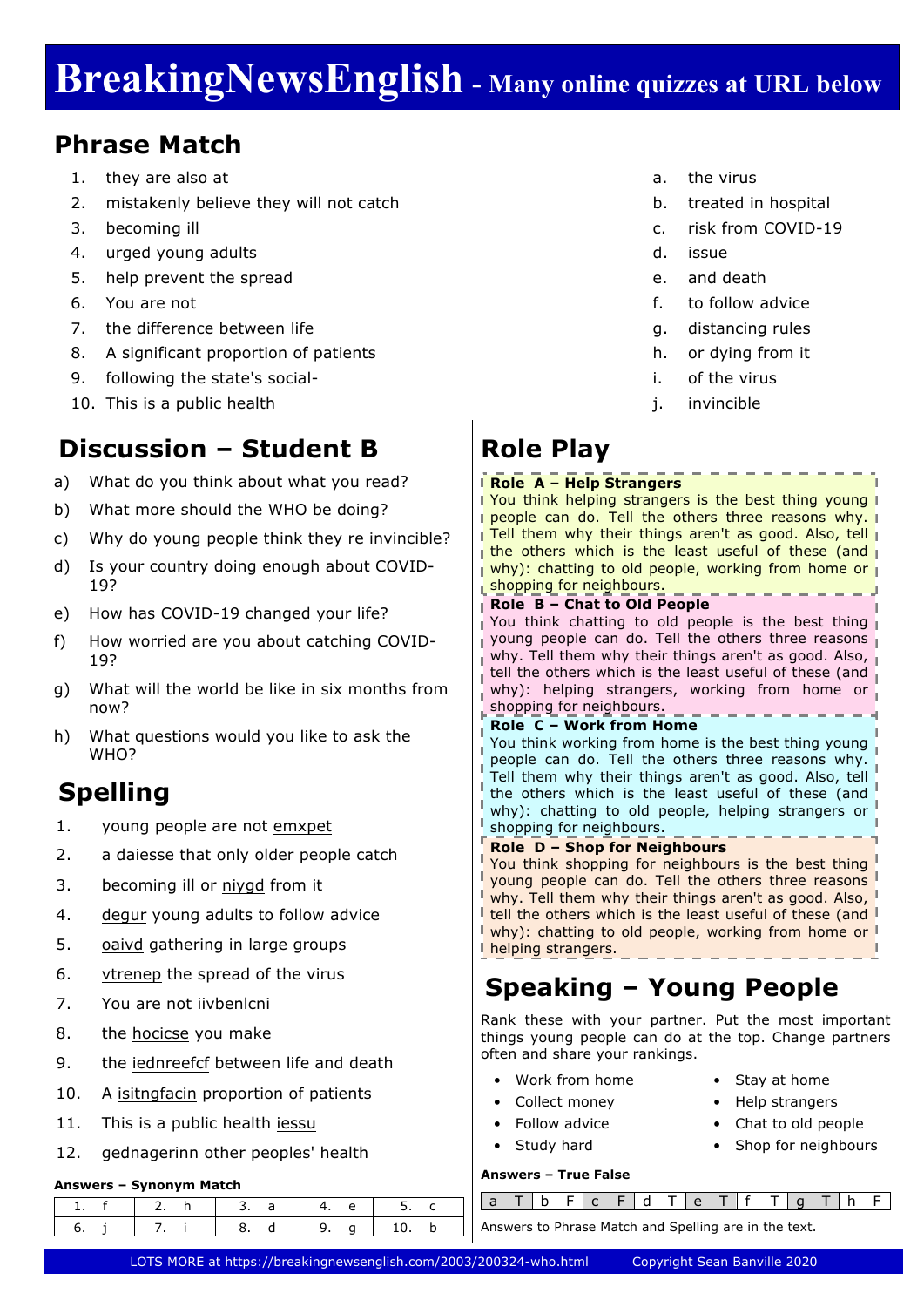# BreakingNewsEnglish - Many online quizzes at URL below

## Phrase Match

1. they are also at
2. mistakenly believe they will not catch
3. becoming ill
4. urged young adults
5. help prevent the spread
6. You are not
7. the difference between life
8. A significant proportion of patients
9. following the state's social-
10. This is a public health

a. the virus
b. treated in hospital
c. risk from COVID-19
d. issue
e. and death
f. to follow advice
g. distancing rules
h. or dying from it
i. of the virus
j. invincible

## Discussion – Student B

a) What do you think about what you read?
b) What more should the WHO be doing?
c) Why do young people think they re invincible?
d) Is your country doing enough about COVID-19?
e) How has COVID-19 changed your life?
f) How worried are you about catching COVID-19?
g) What will the world be like in six months from now?
h) What questions would you like to ask the WHO?

## Spelling

1. young people are not emxpet
2. a daiesse that only older people catch
3. becoming ill or niygd from it
4. degur young adults to follow advice
5. oaivd gathering in large groups
6. vtrenep the spread of the virus
7. You are not iivbenlcni
8. the hocicse you make
9. the iednreefcf between life and death
10. A isitngfacin proportion of patients
11. This is a public health iessu
12. gednagerinn other peoples' health

**Answers – Synonym Match**

| | | | | |
|---|---|---|---|---|
| 1. f | 2. h | 3. a | 4. e | 5. c |
| 6. j | 7. i | 8. d | 9. g | 10. b |

## Role Play

**Role A – Help Strangers**
You think helping strangers is the best thing young people can do. Tell the others three reasons why. Tell them why their things aren't as good. Also, tell the others which is the least useful of these (and why): chatting to old people, working from home or shopping for neighbours.

**Role B – Chat to Old People**
You think chatting to old people is the best thing young people can do. Tell the others three reasons why. Tell them why their things aren't as good. Also, tell the others which is the least useful of these (and why): helping strangers, working from home or shopping for neighbours.

**Role C – Work from Home**
You think working from home is the best thing young people can do. Tell the others three reasons why. Tell them why their things aren't as good. Also, tell the others which is the least useful of these (and why): chatting to old people, helping strangers or shopping for neighbours.

**Role D – Shop for Neighbours**
You think shopping for neighbours is the best thing young people can do. Tell the others three reasons why. Tell them why their things aren't as good. Also, tell the others which is the least useful of these (and why): chatting to old people, working from home or helping strangers.

## Speaking – Young People

Rank these with your partner. Put the most important things young people can do at the top. Change partners often and share your rankings.

- Work from home
- Collect money
- Follow advice
- Study hard
- Stay at home
- Help strangers
- Chat to old people
- Shop for neighbours

**Answers – True False**

| | | | | | | | | | | | | | | | |
|---|---|---|---|---|---|---|---|---|---|---|---|---|---|---|---|
| a | T | b | F | c | F | d | T | e | T | f | T | g | T | h | F |

Answers to Phrase Match and Spelling are in the text.

LOTS MORE at https://breakingnewsenglish.com/2003/200324-who.html Copyright Sean Banville 2020